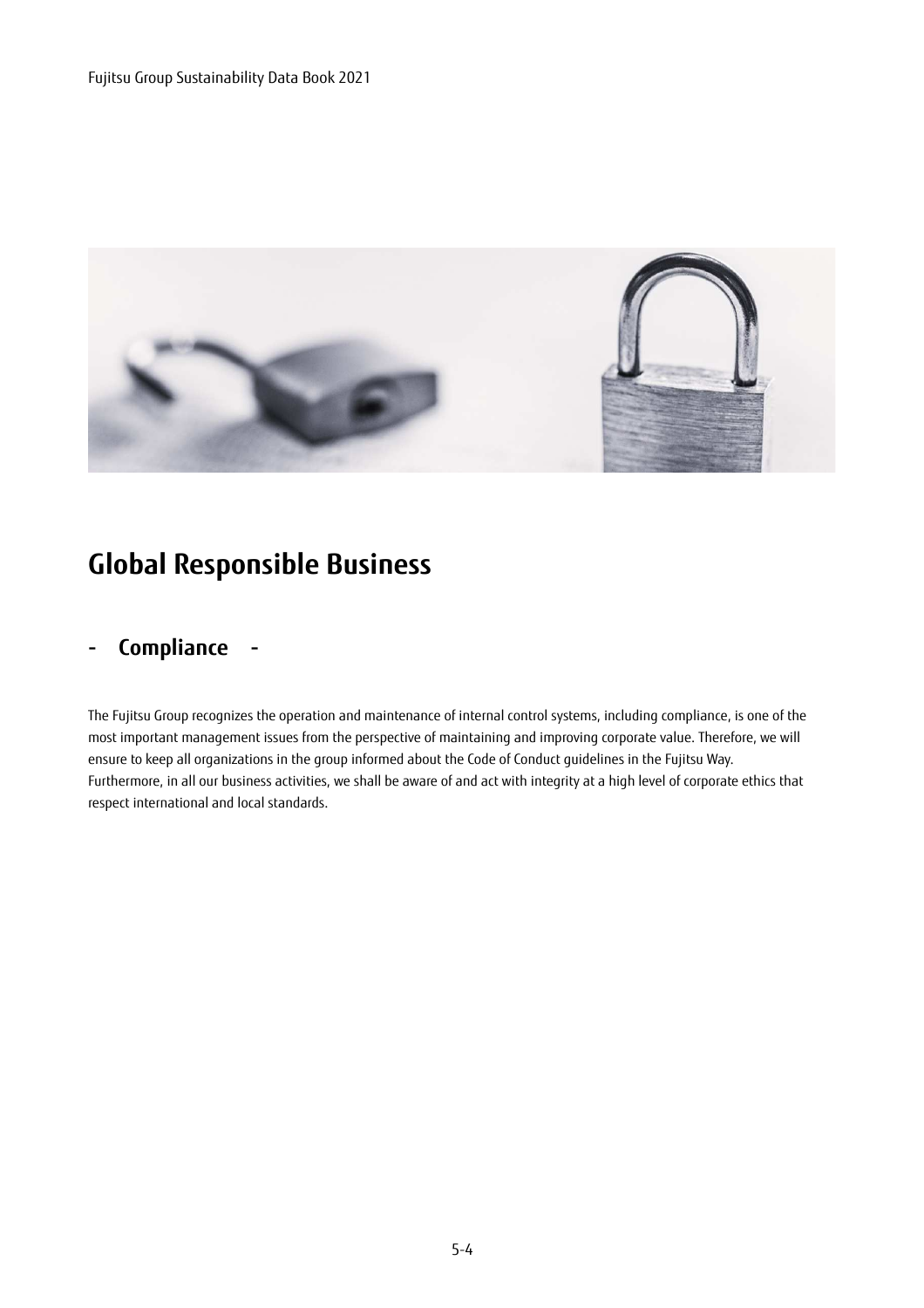# Global Responsible Business

## - Compliance -

The Fujitsu Group recognizes the operation and maintenance of internal control systems, including compliance, is one of the most important management issues from the perspective of maintaining and improving corporate value. Therefore, we will ensure to keep all organizations in the group informed about the Code of Conduct guidelines in the Fujitsu Way. Furthermore, in all our business activities, we shall be aware of and act with integrity at a high level of corporate ethics that respect international and local standards.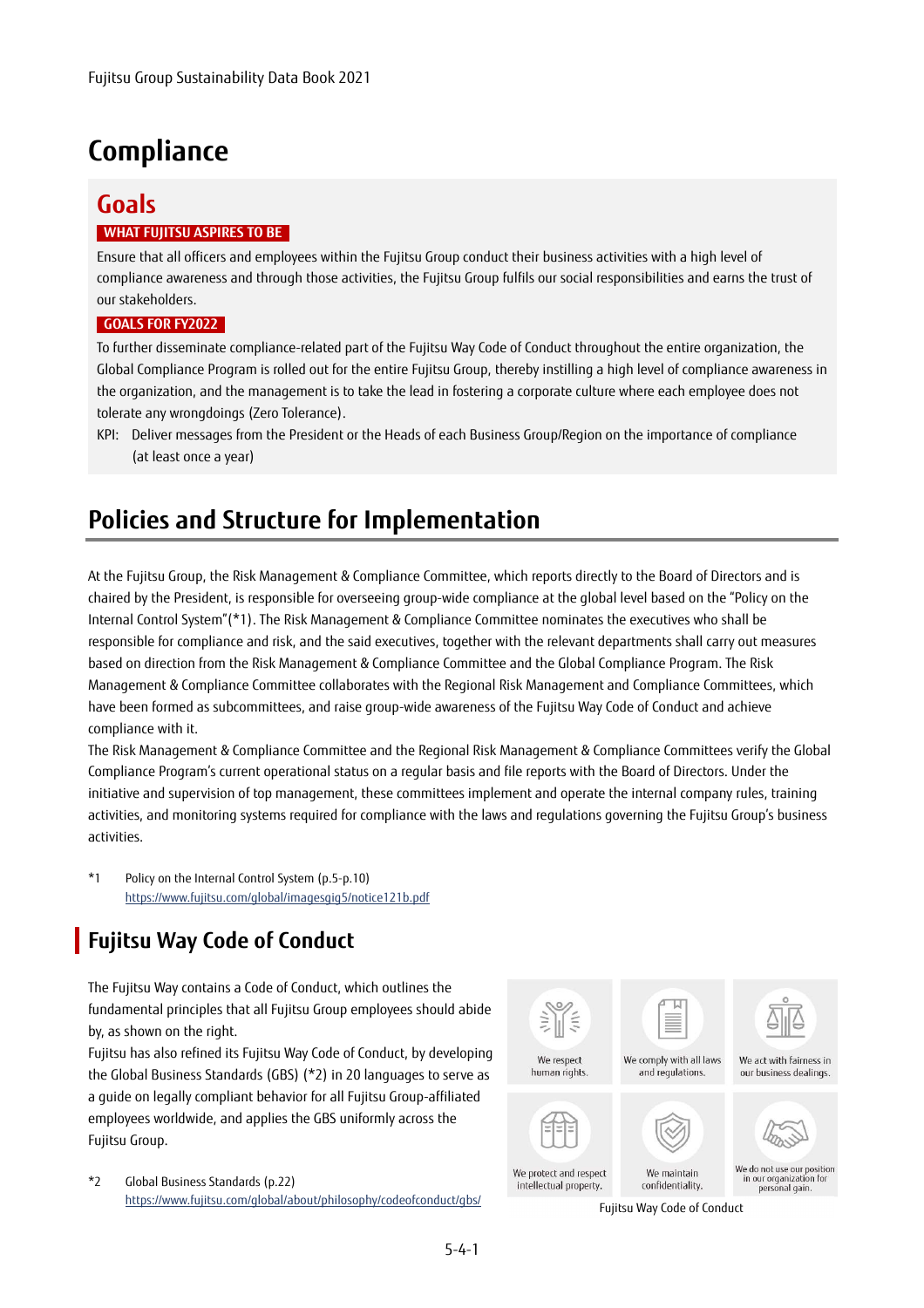# Compliance

## Goals

**WHAT FUJITSU ASPIRES TO BE**

Ensure that all officers and employees within the Fujitsu Group conduct their business activities with a high level of compliance awareness and through those activities, the Fujitsu Group fulfils our social responsibilities and earns the trust of our stakeholders.

**GOALS FOR FY2022**

To further disseminate compliance-related part of the Fujitsu Way Code of Conduct throughout the entire organization, the Global Compliance Program is rolled out for the entire Fujitsu Group, thereby instilling a high level of compliance awareness in the organization, and the management is to take the lead in fostering a corporate culture where each employee does not tolerate any wrongdoings (Zero Tolerance).

KPI: Deliver messages from the President or the Heads of each Business Group/Region on the importance of compliance (at least once a year)

# Policies and Structure for Implementation

At the Fujitsu Group, the Risk Management & Compliance Committee, which reports directly to the Board of Directors and is chaired by the President, is responsible for overseeing group-wide compliance at the global level based on the "Policy on the Internal Control System"(*1). The Risk Management & Compliance Committee nominates the executives who shall be responsible for compliance and risk, and the said executives, together with the relevant departments shall carry out measures based on direction from the Risk Management & Compliance Committee and the Global Compliance Program. The Risk Management & Compliance Committee collaborates with the Regional Risk Management and Compliance Committees, which have been formed as subcommittees, and raise group-wide awareness of the Fujitsu Way Code of Conduct and achieve compliance with it.

The Risk Management & Compliance Committee and the Regional Risk Management & Compliance Committees verify the Global Compliance Program's current operational status on a regular basis and file reports with the Board of Directors. Under the initiative and supervision of top management, these committees implement and operate the internal company rules, training activities, and monitoring systems required for compliance with the laws and regulations governing the Fujitsu Group's business activities.

*1 Policy on the Internal Control System (p.5-p.10)
https://www.fujitsu.com/global/imagesgig5/notice121b.pdf

## Fujitsu Way Code of Conduct

The Fujitsu Way contains a Code of Conduct, which outlines the fundamental principles that all Fujitsu Group employees should abide by, as shown on the right.

Fujitsu has also refined its Fujitsu Way Code of Conduct, by developing the Global Business Standards (GBS) (*2) in 20 languages to serve as a guide on legally compliant behavior for all Fujitsu Group-affiliated employees worldwide, and applies the GBS uniformly across the Fujitsu Group.

*2 Global Business Standards (p.22)
https://www.fujitsu.com/global/about/philosophy/codeofconduct/gbs/

- We respect human rights.
- We comply with all laws and regulations.
- We act with fairness in our business dealings.
- We protect and respect intellectual property.
- We maintain confidentiality.
- We do not use our position in our organization for personal gain.

Fujitsu Way Code of Conduct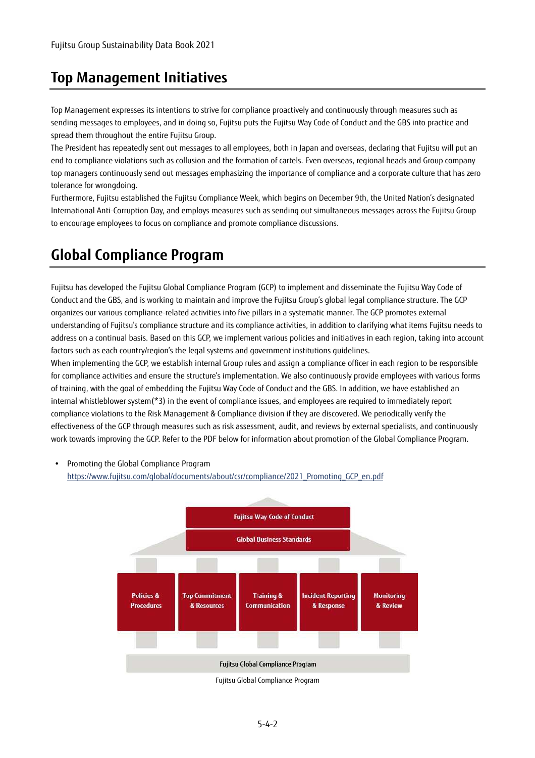# Top Management Initiatives

Top Management expresses its intentions to strive for compliance proactively and continuously through measures such as sending messages to employees, and in doing so, Fujitsu puts the Fujitsu Way Code of Conduct and the GBS into practice and spread them throughout the entire Fujitsu Group.

The President has repeatedly sent out messages to all employees, both in Japan and overseas, declaring that Fujitsu will put an end to compliance violations such as collusion and the formation of cartels. Even overseas, regional heads and Group company top managers continuously send out messages emphasizing the importance of compliance and a corporate culture that has zero tolerance for wrongdoing.

Furthermore, Fujitsu established the Fujitsu Compliance Week, which begins on December 9th, the United Nation's designated International Anti-Corruption Day, and employs measures such as sending out simultaneous messages across the Fujitsu Group to encourage employees to focus on compliance and promote compliance discussions.

# Global Compliance Program

Fujitsu has developed the Fujitsu Global Compliance Program (GCP) to implement and disseminate the Fujitsu Way Code of Conduct and the GBS, and is working to maintain and improve the Fujitsu Group's global legal compliance structure. The GCP organizes our various compliance-related activities into five pillars in a systematic manner. The GCP promotes external understanding of Fujitsu's compliance structure and its compliance activities, in addition to clarifying what items Fujitsu needs to address on a continual basis. Based on this GCP, we implement various policies and initiatives in each region, taking into account factors such as each country/region's the legal systems and government institutions guidelines.

When implementing the GCP, we establish internal Group rules and assign a compliance officer in each region to be responsible for compliance activities and ensure the structure's implementation. We also continuously provide employees with various forms of training, with the goal of embedding the Fujitsu Way Code of Conduct and the GBS. In addition, we have established an internal whistleblower system(*3) in the event of compliance issues, and employees are required to immediately report compliance violations to the Risk Management & Compliance division if they are discovered. We periodically verify the effectiveness of the GCP through measures such as risk assessment, audit, and reviews by external specialists, and continuously work towards improving the GCP. Refer to the PDF below for information about promotion of the Global Compliance Program.

- Promoting the Global Compliance Program
  https://www.fujitsu.com/global/documents/about/csr/compliance/2021_Promoting_GCP_en.pdf

Fujitsu Way Code of Conduct

Global Business Standards

| Policies & Procedures | Top Commitment & Resources | Training & Communication | Incident Reporting & Response | Monitoring & Review |
|---|---|---|---|---|

Fujitsu Global Compliance Program

Fujitsu Global Compliance Program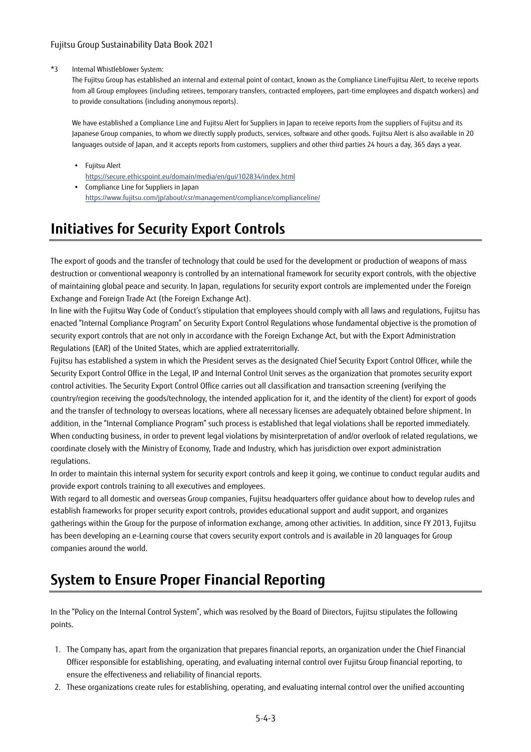*3 Internal Whistleblower System:

The Fujitsu Group has established an internal and external point of contact, known as the Compliance Line/Fujitsu Alert, to receive reports from all Group employees (including retirees, temporary transfers, contracted employees, part-time employees and dispatch workers) and to provide consultations (including anonymous reports).

We have established a Compliance Line and Fujitsu Alert for Suppliers in Japan to receive reports from the suppliers of Fujitsu and its Japanese Group companies, to whom we directly supply products, services, software and other goods. Fujitsu Alert is also available in 20 languages outside of Japan, and it accepts reports from customers, suppliers and other third parties 24 hours a day, 365 days a year.

- Fujitsu Alert
  https://secure.ethicspoint.eu/domain/media/en/gui/102834/index.html
- Compliance Line for Suppliers in Japan
  https://www.fujitsu.com/jp/about/csr/management/compliance/complianceline/

# Initiatives for Security Export Controls

The export of goods and the transfer of technology that could be used for the development or production of weapons of mass destruction or conventional weaponry is controlled by an international framework for security export controls, with the objective of maintaining global peace and security. In Japan, regulations for security export controls are implemented under the Foreign Exchange and Foreign Trade Act (the Foreign Exchange Act).

In line with the Fujitsu Way Code of Conduct's stipulation that employees should comply with all laws and regulations, Fujitsu has enacted "Internal Compliance Program" on Security Export Control Regulations whose fundamental objective is the promotion of security export controls that are not only in accordance with the Foreign Exchange Act, but with the Export Administration Regulations (EAR) of the United States, which are applied extraterritorially.

Fujitsu has established a system in which the President serves as the designated Chief Security Export Control Officer, while the Security Export Control Office in the Legal, IP and Internal Control Unit serves as the organization that promotes security export control activities. The Security Export Control Office carries out all classification and transaction screening (verifying the country/region receiving the goods/technology, the intended application for it, and the identity of the client) for export of goods and the transfer of technology to overseas locations, where all necessary licenses are adequately obtained before shipment. In addition, in the "Internal Compliance Program" such process is established that legal violations shall be reported immediately. When conducting business, in order to prevent legal violations by misinterpretation of and/or overlook of related regulations, we coordinate closely with the Ministry of Economy, Trade and Industry, which has jurisdiction over export administration regulations.

In order to maintain this internal system for security export controls and keep it going, we continue to conduct regular audits and provide export controls training to all executives and employees.

With regard to all domestic and overseas Group companies, Fujitsu headquarters offer guidance about how to develop rules and establish frameworks for proper security export controls, provides educational support and audit support, and organizes gatherings within the Group for the purpose of information exchange, among other activities. In addition, since FY 2013, Fujitsu has been developing an e-Learning course that covers security export controls and is available in 20 languages for Group companies around the world.

# System to Ensure Proper Financial Reporting

In the "Policy on the Internal Control System", which was resolved by the Board of Directors, Fujitsu stipulates the following points.

1. The Company has, apart from the organization that prepares financial reports, an organization under the Chief Financial Officer responsible for establishing, operating, and evaluating internal control over Fujitsu Group financial reporting, to ensure the effectiveness and reliability of financial reports.
2. These organizations create rules for establishing, operating, and evaluating internal control over the unified accounting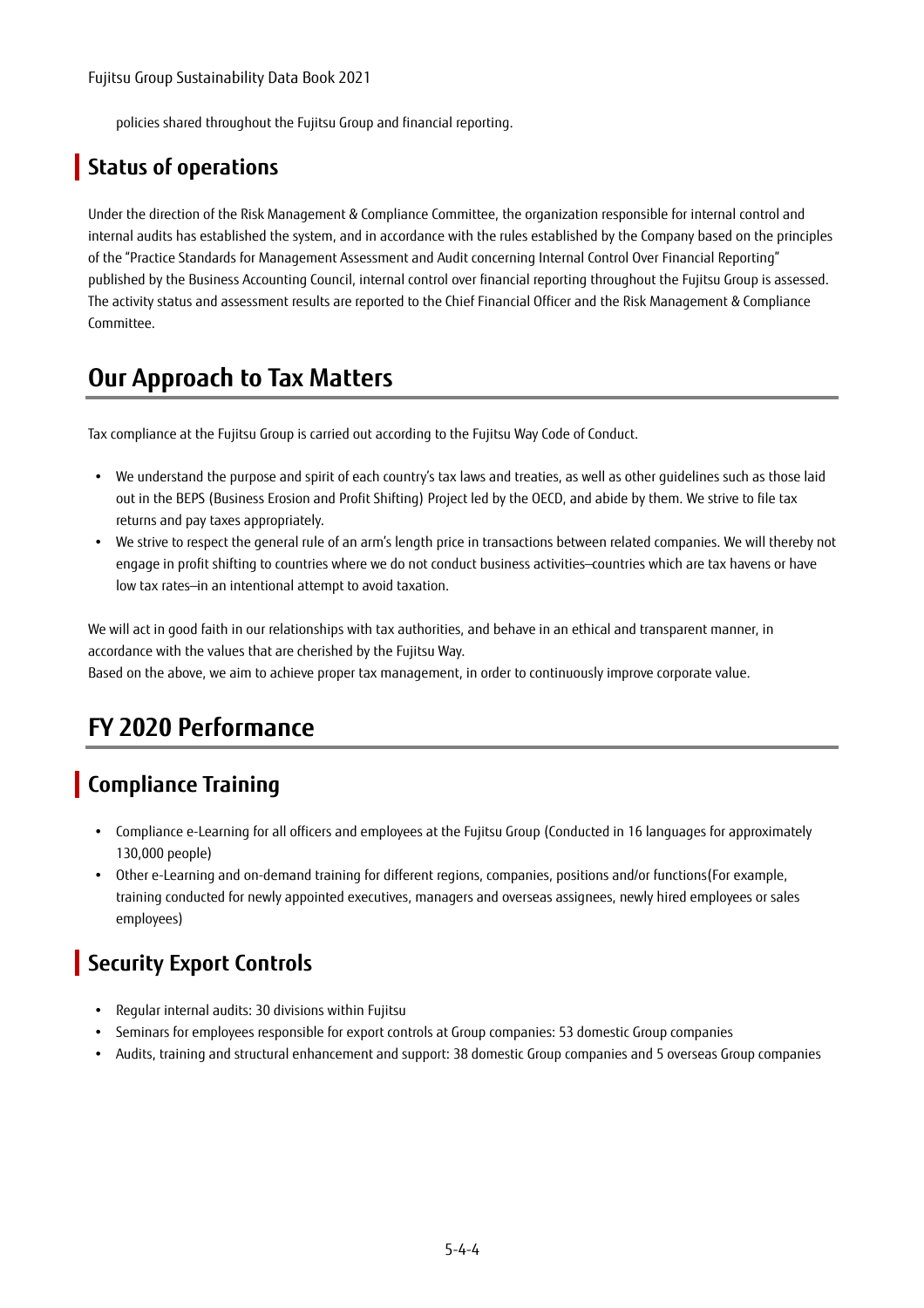policies shared throughout the Fujitsu Group and financial reporting.

### Status of operations

Under the direction of the Risk Management & Compliance Committee, the organization responsible for internal control and internal audits has established the system, and in accordance with the rules established by the Company based on the principles of the "Practice Standards for Management Assessment and Audit concerning Internal Control Over Financial Reporting" published by the Business Accounting Council, internal control over financial reporting throughout the Fujitsu Group is assessed. The activity status and assessment results are reported to the Chief Financial Officer and the Risk Management & Compliance Committee.

## Our Approach to Tax Matters

Tax compliance at the Fujitsu Group is carried out according to the Fujitsu Way Code of Conduct.

- We understand the purpose and spirit of each country's tax laws and treaties, as well as other guidelines such as those laid out in the BEPS (Business Erosion and Profit Shifting) Project led by the OECD, and abide by them. We strive to file tax returns and pay taxes appropriately.
- We strive to respect the general rule of an arm's length price in transactions between related companies. We will thereby not engage in profit shifting to countries where we do not conduct business activities–countries which are tax havens or have low tax rates–in an intentional attempt to avoid taxation.

We will act in good faith in our relationships with tax authorities, and behave in an ethical and transparent manner, in accordance with the values that are cherished by the Fujitsu Way.
Based on the above, we aim to achieve proper tax management, in order to continuously improve corporate value.

## FY 2020 Performance

### Compliance Training

- Compliance e-Learning for all officers and employees at the Fujitsu Group (Conducted in 16 languages for approximately 130,000 people)
- Other e-Learning and on-demand training for different regions, companies, positions and/or functions(For example, training conducted for newly appointed executives, managers and overseas assignees, newly hired employees or sales employees)

### Security Export Controls

- Regular internal audits: 30 divisions within Fujitsu
- Seminars for employees responsible for export controls at Group companies: 53 domestic Group companies
- Audits, training and structural enhancement and support: 38 domestic Group companies and 5 overseas Group companies